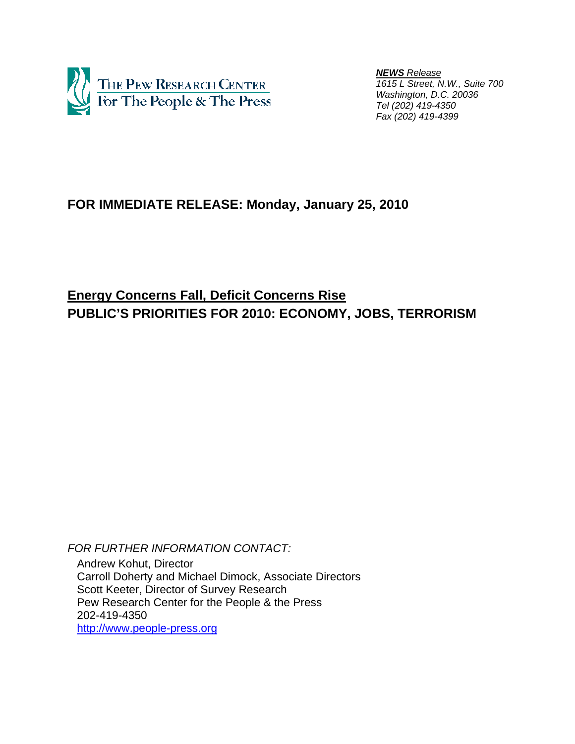The Pew Research Center For The People & The Press

***NEWS* Release**
*1615 L Street, N.W., Suite 700*
*Washington, D.C. 20036*
*Tel (202) 419-4350*
*Fax (202) 419-4399*

**FOR IMMEDIATE RELEASE: Monday, January 25, 2010**

## Energy Concerns Fall, Deficit Concerns Rise

# PUBLIC'S PRIORITIES FOR 2010: ECONOMY, JOBS, TERRORISM

*FOR FURTHER INFORMATION CONTACT:*

Andrew Kohut, Director
Carroll Doherty and Michael Dimock, Associate Directors
Scott Keeter, Director of Survey Research
Pew Research Center for the People & the Press
202-419-4350
http://www.people-press.org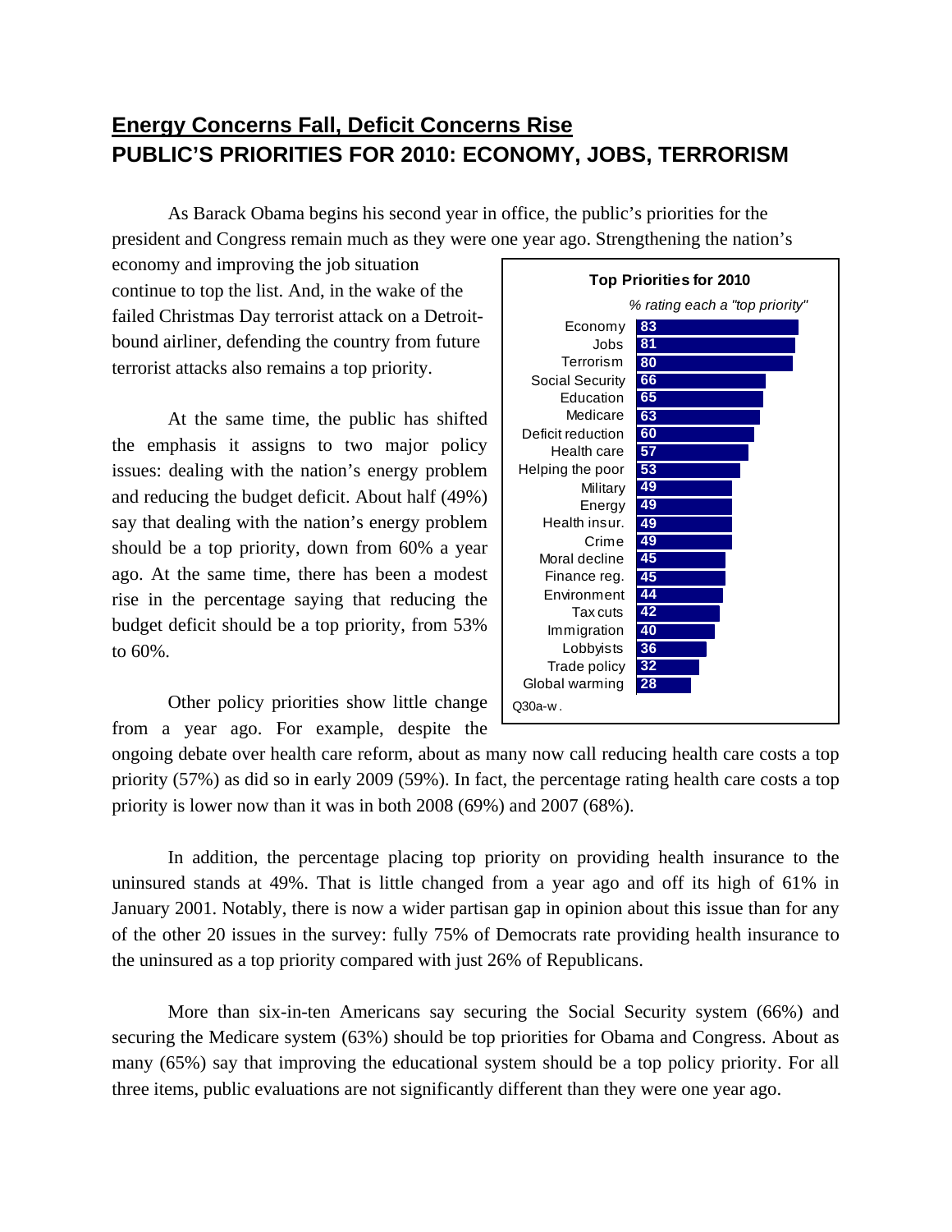## Energy Concerns Fall, Deficit Concerns Rise

## PUBLIC'S PRIORITIES FOR 2010: ECONOMY, JOBS, TERRORISM

As Barack Obama begins his second year in office, the public's priorities for the president and Congress remain much as they were one year ago. Strengthening the nation's economy and improving the job situation continue to top the list. And, in the wake of the failed Christmas Day terrorist attack on a Detroit-bound airliner, defending the country from future terrorist attacks also remains a top priority.

At the same time, the public has shifted the emphasis it assigns to two major policy issues: dealing with the nation's energy problem and reducing the budget deficit. About half (49%) say that dealing with the nation's energy problem should be a top priority, down from 60% a year ago. At the same time, there has been a modest rise in the percentage saying that reducing the budget deficit should be a top priority, from 53% to 60%.

**Top Priorities for 2010**

*% rating each a "top priority"*

| Priority | % |
|---|---|
| Economy | 83 |
| Jobs | 81 |
| Terrorism | 80 |
| Social Security | 66 |
| Education | 65 |
| Medicare | 63 |
| Deficit reduction | 60 |
| Health care | 57 |
| Helping the poor | 53 |
| Military | 49 |
| Energy | 49 |
| Health insur. | 49 |
| Crime | 49 |
| Moral decline | 45 |
| Finance reg. | 45 |
| Environment | 44 |
| Tax cuts | 42 |
| Immigration | 40 |
| Lobbyists | 36 |
| Trade policy | 32 |
| Global warming | 28 |

Q30a-w.

Other policy priorities show little change from a year ago. For example, despite the ongoing debate over health care reform, about as many now call reducing health care costs a top priority (57%) as did so in early 2009 (59%). In fact, the percentage rating health care costs a top priority is lower now than it was in both 2008 (69%) and 2007 (68%).

In addition, the percentage placing top priority on providing health insurance to the uninsured stands at 49%. That is little changed from a year ago and off its high of 61% in January 2001. Notably, there is now a wider partisan gap in opinion about this issue than for any of the other 20 issues in the survey: fully 75% of Democrats rate providing health insurance to the uninsured as a top priority compared with just 26% of Republicans.

More than six-in-ten Americans say securing the Social Security system (66%) and securing the Medicare system (63%) should be top priorities for Obama and Congress. About as many (65%) say that improving the educational system should be a top policy priority. For all three items, public evaluations are not significantly different than they were one year ago.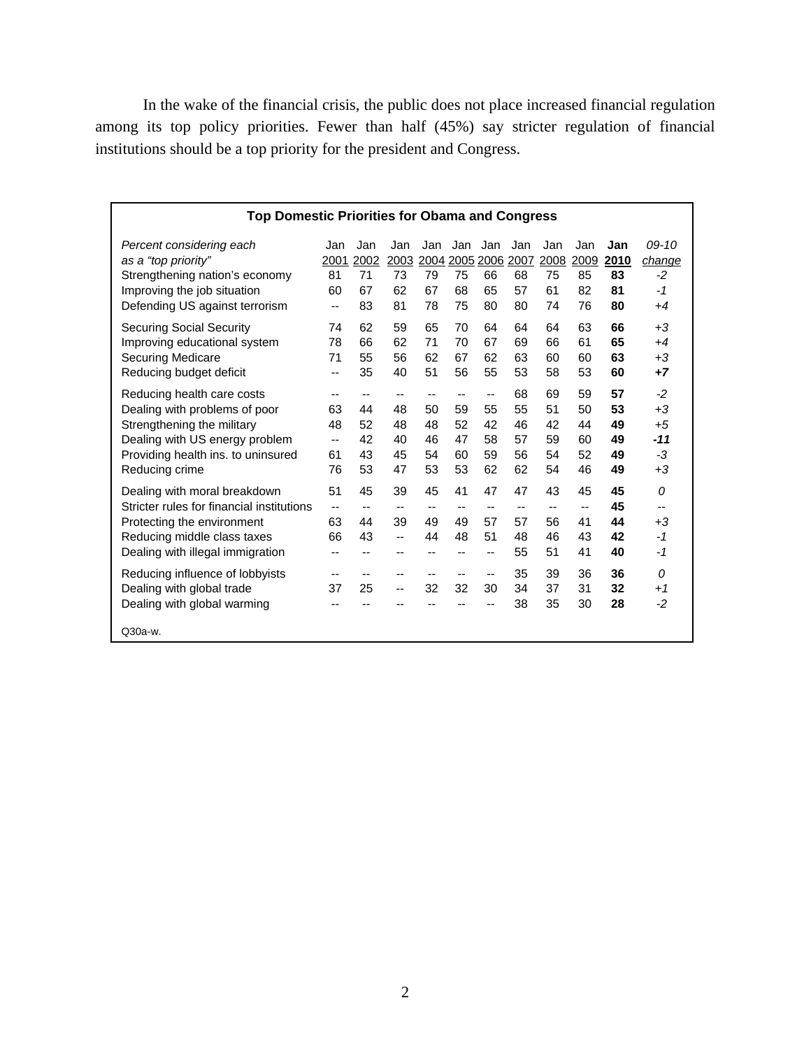In the wake of the financial crisis, the public does not place increased financial regulation among its top policy priorities. Fewer than half (45%) say stricter regulation of financial institutions should be a top priority for the president and Congress.

**Top Domestic Priorities for Obama and Congress**

| *Percent considering each as a "top priority"* | Jan 2001 | Jan 2002 | Jan 2003 | Jan 2004 | Jan 2005 | Jan 2006 | Jan 2007 | Jan 2008 | Jan 2009 | **Jan 2010** | *09-10 change* |
|---|---|---|---|---|---|---|---|---|---|---|---|
| Strengthening nation's economy | 81 | 71 | 73 | 79 | 75 | 66 | 68 | 75 | 85 | **83** | *-2* |
| Improving the job situation | 60 | 67 | 62 | 67 | 68 | 65 | 57 | 61 | 82 | **81** | *-1* |
| Defending US against terrorism | -- | 83 | 81 | 78 | 75 | 80 | 80 | 74 | 76 | **80** | *+4* |
| Securing Social Security | 74 | 62 | 59 | 65 | 70 | 64 | 64 | 64 | 63 | **66** | *+3* |
| Improving educational system | 78 | 66 | 62 | 71 | 70 | 67 | 69 | 66 | 61 | **65** | *+4* |
| Securing Medicare | 71 | 55 | 56 | 62 | 67 | 62 | 63 | 60 | 60 | **63** | *+3* |
| Reducing budget deficit | -- | 35 | 40 | 51 | 56 | 55 | 53 | 58 | 53 | **60** | ***+7*** |
| Reducing health care costs | -- | -- | -- | -- | -- | -- | 68 | 69 | 59 | **57** | *-2* |
| Dealing with problems of poor | 63 | 44 | 48 | 50 | 59 | 55 | 55 | 51 | 50 | **53** | *+3* |
| Strengthening the military | 48 | 52 | 48 | 48 | 52 | 42 | 46 | 42 | 44 | **49** | *+5* |
| Dealing with US energy problem | -- | 42 | 40 | 46 | 47 | 58 | 57 | 59 | 60 | **49** | ***-11*** |
| Providing health ins. to uninsured | 61 | 43 | 45 | 54 | 60 | 59 | 56 | 54 | 52 | **49** | *-3* |
| Reducing crime | 76 | 53 | 47 | 53 | 53 | 62 | 62 | 54 | 46 | **49** | *+3* |
| Dealing with moral breakdown | 51 | 45 | 39 | 45 | 41 | 47 | 47 | 43 | 45 | **45** | *0* |
| Stricter rules for financial institutions | -- | -- | -- | -- | -- | -- | -- | -- | -- | **45** | -- |
| Protecting the environment | 63 | 44 | 39 | 49 | 49 | 57 | 57 | 56 | 41 | **44** | *+3* |
| Reducing middle class taxes | 66 | 43 | -- | 44 | 48 | 51 | 48 | 46 | 43 | **42** | *-1* |
| Dealing with illegal immigration | -- | -- | -- | -- | -- | -- | 55 | 51 | 41 | **40** | *-1* |
| Reducing influence of lobbyists | -- | -- | -- | -- | -- | -- | 35 | 39 | 36 | **36** | *0* |
| Dealing with global trade | 37 | 25 | -- | 32 | 32 | 30 | 34 | 37 | 31 | **32** | *+1* |
| Dealing with global warming | -- | -- | -- | -- | -- | -- | 38 | 35 | 30 | **28** | *-2* |

Q30a-w.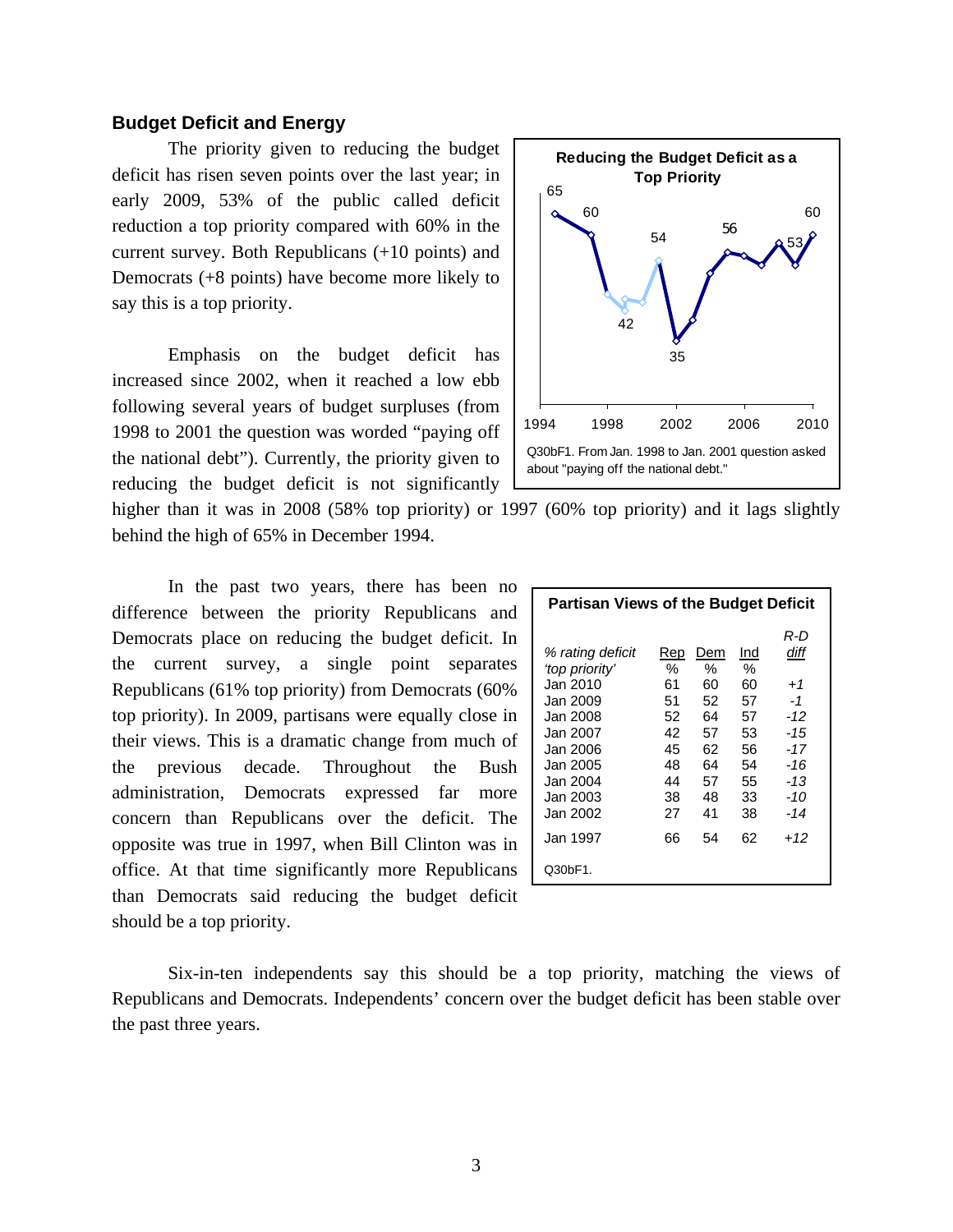## Budget Deficit and Energy

The priority given to reducing the budget deficit has risen seven points over the last year; in early 2009, 53% of the public called deficit reduction a top priority compared with 60% in the current survey. Both Republicans (+10 points) and Democrats (+8 points) have become more likely to say this is a top priority.

Emphasis on the budget deficit has increased since 2002, when it reached a low ebb following several years of budget surpluses (from 1998 to 2001 the question was worded "paying off the national debt"). Currently, the priority given to reducing the budget deficit is not significantly higher than it was in 2008 (58% top priority) or 1997 (60% top priority) and it lags slightly behind the high of 65% in December 1994.

**Reducing the Budget Deficit as a Top Priority**

Q30bF1. From Jan. 1998 to Jan. 2001 question asked about "paying off the national debt."

In the past two years, there has been no difference between the priority Republicans and Democrats place on reducing the budget deficit. In the current survey, a single point separates Republicans (61% top priority) from Democrats (60% top priority). In 2009, partisans were equally close in their views. This is a dramatic change from much of the previous decade. Throughout the Bush administration, Democrats expressed far more concern than Republicans over the deficit. The opposite was true in 1997, when Bill Clinton was in office. At that time significantly more Republicans than Democrats said reducing the budget deficit should be a top priority.

**Partisan Views of the Budget Deficit**

| *% rating deficit 'top priority'* | Rep % | Dem % | Ind % | *R-D diff* |
|---|---|---|---|---|
| Jan 2010 | 61 | 60 | 60 | *+1* |
| Jan 2009 | 51 | 52 | 57 | *-1* |
| Jan 2008 | 52 | 64 | 57 | *-12* |
| Jan 2007 | 42 | 57 | 53 | *-15* |
| Jan 2006 | 45 | 62 | 56 | *-17* |
| Jan 2005 | 48 | 64 | 54 | *-16* |
| Jan 2004 | 44 | 57 | 55 | *-13* |
| Jan 2003 | 38 | 48 | 33 | *-10* |
| Jan 2002 | 27 | 41 | 38 | *-14* |
| Jan 1997 | 66 | 54 | 62 | *+12* |

Q30bF1.

Six-in-ten independents say this should be a top priority, matching the views of Republicans and Democrats. Independents' concern over the budget deficit has been stable over the past three years.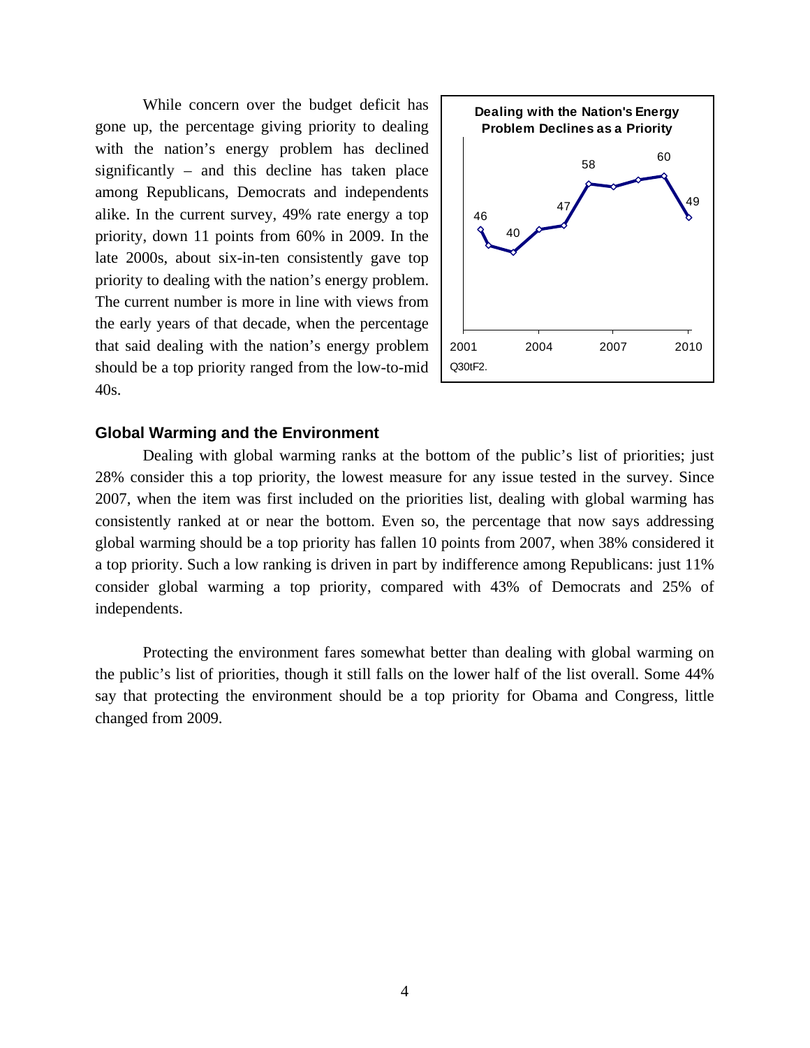While concern over the budget deficit has gone up, the percentage giving priority to dealing with the nation's energy problem has declined significantly – and this decline has taken place among Republicans, Democrats and independents alike. In the current survey, 49% rate energy a top priority, down 11 points from 60% in 2009. In the late 2000s, about six-in-ten consistently gave top priority to dealing with the nation's energy problem. The current number is more in line with views from the early years of that decade, when the percentage that said dealing with the nation's energy problem should be a top priority ranged from the low-to-mid 40s.

**Dealing with the Nation's Energy Problem Declines as a Priority**

Q30tF2.

## Global Warming and the Environment

Dealing with global warming ranks at the bottom of the public's list of priorities; just 28% consider this a top priority, the lowest measure for any issue tested in the survey. Since 2007, when the item was first included on the priorities list, dealing with global warming has consistently ranked at or near the bottom. Even so, the percentage that now says addressing global warming should be a top priority has fallen 10 points from 2007, when 38% considered it a top priority. Such a low ranking is driven in part by indifference among Republicans: just 11% consider global warming a top priority, compared with 43% of Democrats and 25% of independents.

Protecting the environment fares somewhat better than dealing with global warming on the public's list of priorities, though it still falls on the lower half of the list overall. Some 44% say that protecting the environment should be a top priority for Obama and Congress, little changed from 2009.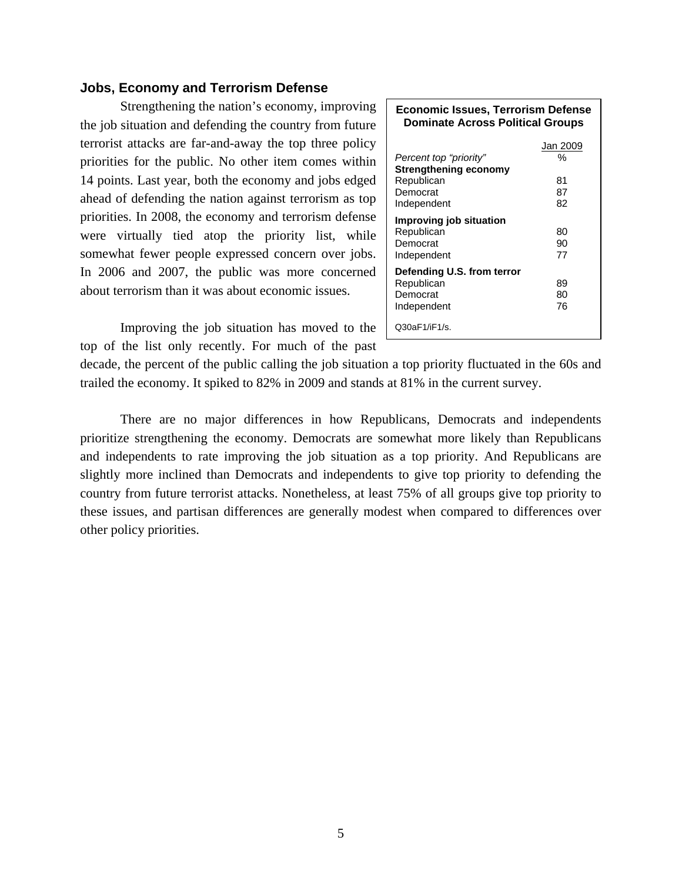### Jobs, Economy and Terrorism Defense

Strengthening the nation's economy, improving the job situation and defending the country from future terrorist attacks are far-and-away the top three policy priorities for the public. No other item comes within 14 points. Last year, both the economy and jobs edged ahead of defending the nation against terrorism as top priorities. In 2008, the economy and terrorism defense were virtually tied atop the priority list, while somewhat fewer people expressed concern over jobs. In 2006 and 2007, the public was more concerned about terrorism than it was about economic issues.

**Economic Issues, Terrorism Defense Dominate Across Political Groups**

| *Percent top "priority"* | Jan 2009 % |
|---|---|
| **Strengthening economy** | |
| Republican | 81 |
| Democrat | 87 |
| Independent | 82 |
| **Improving job situation** | |
| Republican | 80 |
| Democrat | 90 |
| Independent | 77 |
| **Defending U.S. from terror** | |
| Republican | 89 |
| Democrat | 80 |
| Independent | 76 |

Q30aF1/iF1/s.

Improving the job situation has moved to the top of the list only recently. For much of the past decade, the percent of the public calling the job situation a top priority fluctuated in the 60s and trailed the economy. It spiked to 82% in 2009 and stands at 81% in the current survey.

There are no major differences in how Republicans, Democrats and independents prioritize strengthening the economy. Democrats are somewhat more likely than Republicans and independents to rate improving the job situation as a top priority. And Republicans are slightly more inclined than Democrats and independents to give top priority to defending the country from future terrorist attacks. Nonetheless, at least 75% of all groups give top priority to these issues, and partisan differences are generally modest when compared to differences over other policy priorities.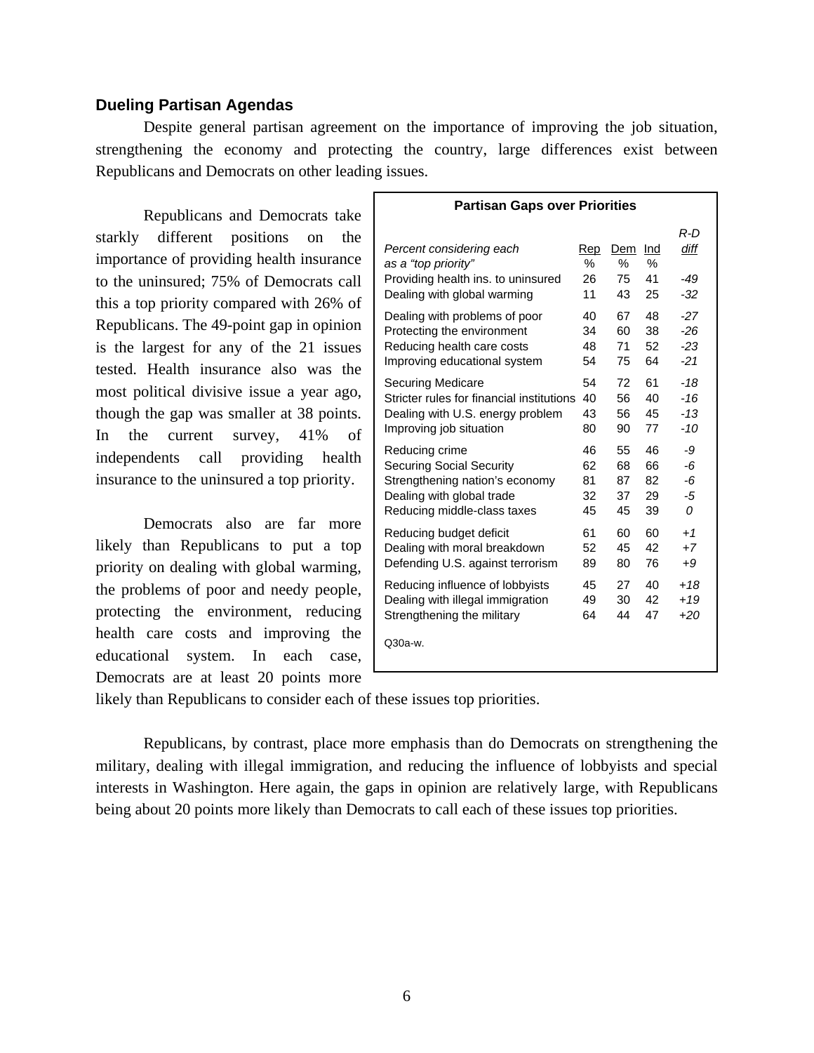### Dueling Partisan Agendas

Despite general partisan agreement on the importance of improving the job situation, strengthening the economy and protecting the country, large differences exist between Republicans and Democrats on other leading issues.

Republicans and Democrats take starkly different positions on the importance of providing health insurance to the uninsured; 75% of Democrats call this a top priority compared with 26% of Republicans. The 49-point gap in opinion is the largest for any of the 21 issues tested. Health insurance also was the most political divisive issue a year ago, though the gap was smaller at 38 points. In the current survey, 41% of independents call providing health insurance to the uninsured a top priority.

**Partisan Gaps over Priorities**

| *Percent considering each as a "top priority"* | Rep % | Dem % | Ind % | *R-D diff* |
|---|---|---|---|---|
| Providing health ins. to uninsured | 26 | 75 | 41 | *-49* |
| Dealing with global warming | 11 | 43 | 25 | *-32* |
| Dealing with problems of poor | 40 | 67 | 48 | *-27* |
| Protecting the environment | 34 | 60 | 38 | *-26* |
| Reducing health care costs | 48 | 71 | 52 | *-23* |
| Improving educational system | 54 | 75 | 64 | *-21* |
| Securing Medicare | 54 | 72 | 61 | *-18* |
| Stricter rules for financial institutions | 40 | 56 | 40 | *-16* |
| Dealing with U.S. energy problem | 43 | 56 | 45 | *-13* |
| Improving job situation | 80 | 90 | 77 | *-10* |
| Reducing crime | 46 | 55 | 46 | *-9* |
| Securing Social Security | 62 | 68 | 66 | *-6* |
| Strengthening nation's economy | 81 | 87 | 82 | *-6* |
| Dealing with global trade | 32 | 37 | 29 | *-5* |
| Reducing middle-class taxes | 45 | 45 | 39 | *0* |
| Reducing budget deficit | 61 | 60 | 60 | *+1* |
| Dealing with moral breakdown | 52 | 45 | 42 | *+7* |
| Defending U.S. against terrorism | 89 | 80 | 76 | *+9* |
| Reducing influence of lobbyists | 45 | 27 | 40 | *+18* |
| Dealing with illegal immigration | 49 | 30 | 42 | *+19* |
| Strengthening the military | 64 | 44 | 47 | *+20* |

Q30a-w.

Democrats also are far more likely than Republicans to put a top priority on dealing with global warming, the problems of poor and needy people, protecting the environment, reducing health care costs and improving the educational system. In each case, Democrats are at least 20 points more likely than Republicans to consider each of these issues top priorities.

Republicans, by contrast, place more emphasis than do Democrats on strengthening the military, dealing with illegal immigration, and reducing the influence of lobbyists and special interests in Washington. Here again, the gaps in opinion are relatively large, with Republicans being about 20 points more likely than Democrats to call each of these issues top priorities.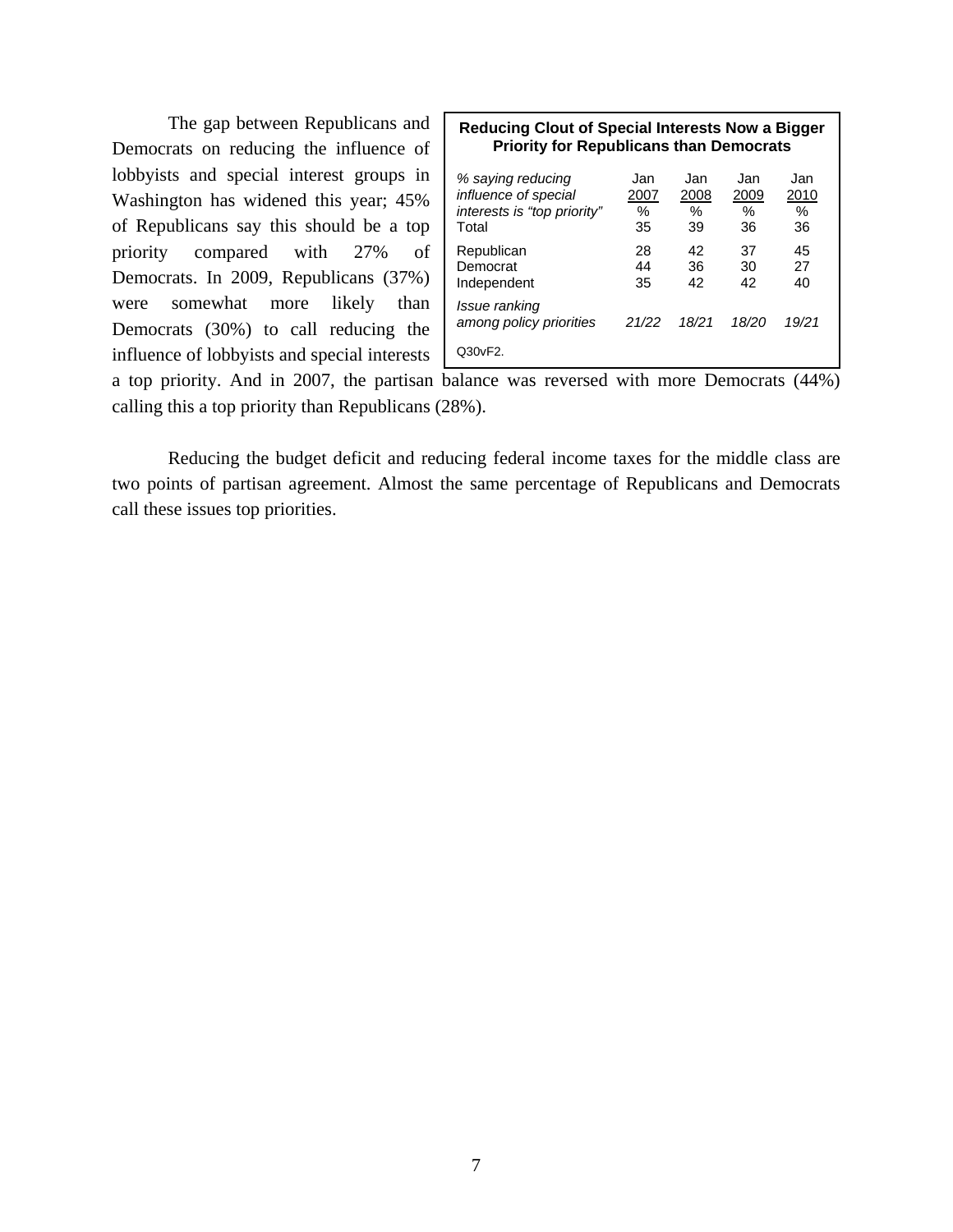The gap between Republicans and Democrats on reducing the influence of lobbyists and special interest groups in Washington has widened this year; 45% of Republicans say this should be a top priority compared with 27% of Democrats. In 2009, Republicans (37%) were somewhat more likely than Democrats (30%) to call reducing the influence of lobbyists and special interests a top priority. And in 2007, the partisan balance was reversed with more Democrats (44%) calling this a top priority than Republicans (28%).

**Reducing Clout of Special Interests Now a Bigger Priority for Republicans than Democrats**

| *% saying reducing influence of special interests is "top priority"* | Jan 2007 % | Jan 2008 % | Jan 2009 % | Jan 2010 % |
|---|---|---|---|---|
| Total | 35 | 39 | 36 | 36 |
| Republican | 28 | 42 | 37 | 45 |
| Democrat | 44 | 36 | 30 | 27 |
| Independent | 35 | 42 | 42 | 40 |
| *Issue ranking among policy priorities* | *21/22* | *18/21* | *18/20* | *19/21* |

Q30vF2.

Reducing the budget deficit and reducing federal income taxes for the middle class are two points of partisan agreement. Almost the same percentage of Republicans and Democrats call these issues top priorities.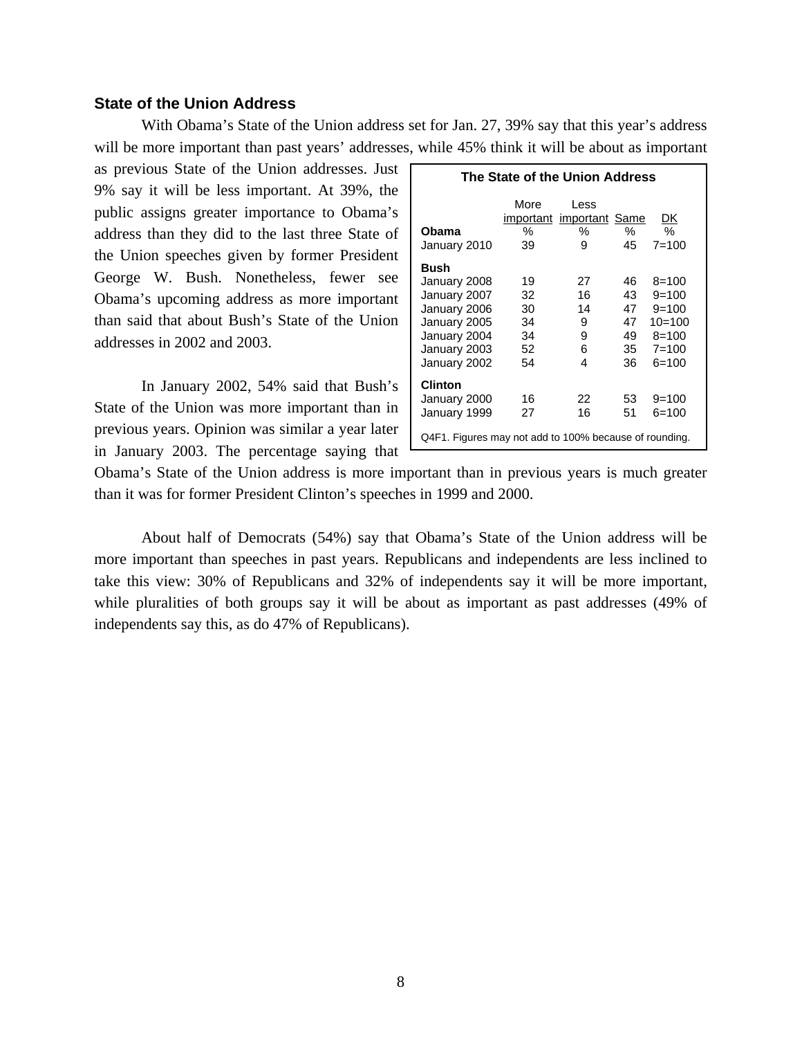### State of the Union Address

With Obama's State of the Union address set for Jan. 27, 39% say that this year's address will be more important than past years' addresses, while 45% think it will be about as important as previous State of the Union addresses. Just 9% say it will be less important. At 39%, the public assigns greater importance to Obama's address than they did to the last three State of the Union speeches given by former President George W. Bush. Nonetheless, fewer see Obama's upcoming address as more important than said that about Bush's State of the Union addresses in 2002 and 2003.

In January 2002, 54% said that Bush's State of the Union was more important than in previous years. Opinion was similar a year later in January 2003. The percentage saying that Obama's State of the Union address is more important than in previous years is much greater than it was for former President Clinton's speeches in 1999 and 2000.

**The State of the Union Address**

| | More important | Less important | Same | DK |
|---|---|---|---|---|
| **Obama** | % | % | % | % |
| January 2010 | 39 | 9 | 45 | 7=100 |
| **Bush** | | | | |
| January 2008 | 19 | 27 | 46 | 8=100 |
| January 2007 | 32 | 16 | 43 | 9=100 |
| January 2006 | 30 | 14 | 47 | 9=100 |
| January 2005 | 34 | 9 | 47 | 10=100 |
| January 2004 | 34 | 9 | 49 | 8=100 |
| January 2003 | 52 | 6 | 35 | 7=100 |
| January 2002 | 54 | 4 | 36 | 6=100 |
| **Clinton** | | | | |
| January 2000 | 16 | 22 | 53 | 9=100 |
| January 1999 | 27 | 16 | 51 | 6=100 |

Q4F1. Figures may not add to 100% because of rounding.

About half of Democrats (54%) say that Obama's State of the Union address will be more important than speeches in past years. Republicans and independents are less inclined to take this view: 30% of Republicans and 32% of independents say it will be more important, while pluralities of both groups say it will be about as important as past addresses (49% of independents say this, as do 47% of Republicans).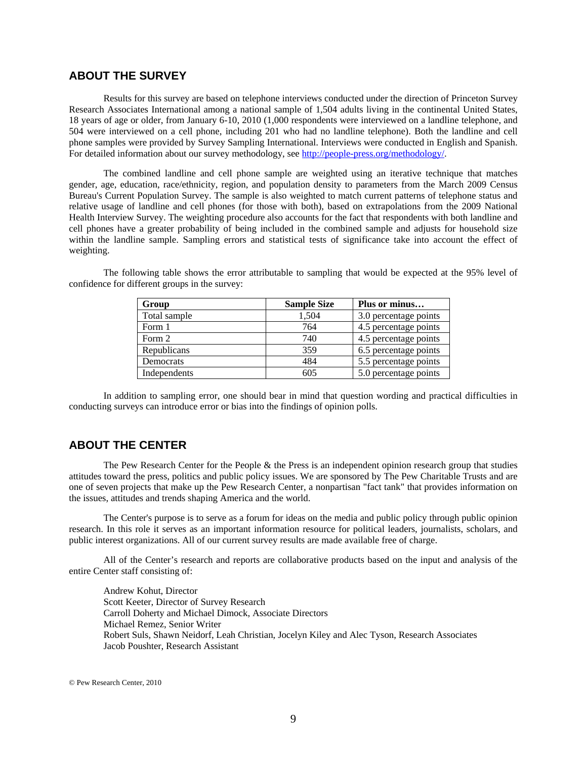## ABOUT THE SURVEY

Results for this survey are based on telephone interviews conducted under the direction of Princeton Survey Research Associates International among a national sample of 1,504 adults living in the continental United States, 18 years of age or older, from January 6-10, 2010 (1,000 respondents were interviewed on a landline telephone, and 504 were interviewed on a cell phone, including 201 who had no landline telephone). Both the landline and cell phone samples were provided by Survey Sampling International. Interviews were conducted in English and Spanish. For detailed information about our survey methodology, see http://people-press.org/methodology/.

The combined landline and cell phone sample are weighted using an iterative technique that matches gender, age, education, race/ethnicity, region, and population density to parameters from the March 2009 Census Bureau's Current Population Survey. The sample is also weighted to match current patterns of telephone status and relative usage of landline and cell phones (for those with both), based on extrapolations from the 2009 National Health Interview Survey. The weighting procedure also accounts for the fact that respondents with both landline and cell phones have a greater probability of being included in the combined sample and adjusts for household size within the landline sample. Sampling errors and statistical tests of significance take into account the effect of weighting.

The following table shows the error attributable to sampling that would be expected at the 95% level of confidence for different groups in the survey:

| Group | Sample Size | Plus or minus… |
|---|---|---|
| Total sample | 1,504 | 3.0 percentage points |
| Form 1 | 764 | 4.5 percentage points |
| Form 2 | 740 | 4.5 percentage points |
| Republicans | 359 | 6.5 percentage points |
| Democrats | 484 | 5.5 percentage points |
| Independents | 605 | 5.0 percentage points |

In addition to sampling error, one should bear in mind that question wording and practical difficulties in conducting surveys can introduce error or bias into the findings of opinion polls.

## ABOUT THE CENTER

The Pew Research Center for the People & the Press is an independent opinion research group that studies attitudes toward the press, politics and public policy issues. We are sponsored by The Pew Charitable Trusts and are one of seven projects that make up the Pew Research Center, a nonpartisan "fact tank" that provides information on the issues, attitudes and trends shaping America and the world.

The Center's purpose is to serve as a forum for ideas on the media and public policy through public opinion research. In this role it serves as an important information resource for political leaders, journalists, scholars, and public interest organizations. All of our current survey results are made available free of charge.

All of the Center's research and reports are collaborative products based on the input and analysis of the entire Center staff consisting of:

Andrew Kohut, Director
Scott Keeter, Director of Survey Research
Carroll Doherty and Michael Dimock, Associate Directors
Michael Remez, Senior Writer
Robert Suls, Shawn Neidorf, Leah Christian, Jocelyn Kiley and Alec Tyson, Research Associates
Jacob Poushter, Research Assistant

© Pew Research Center, 2010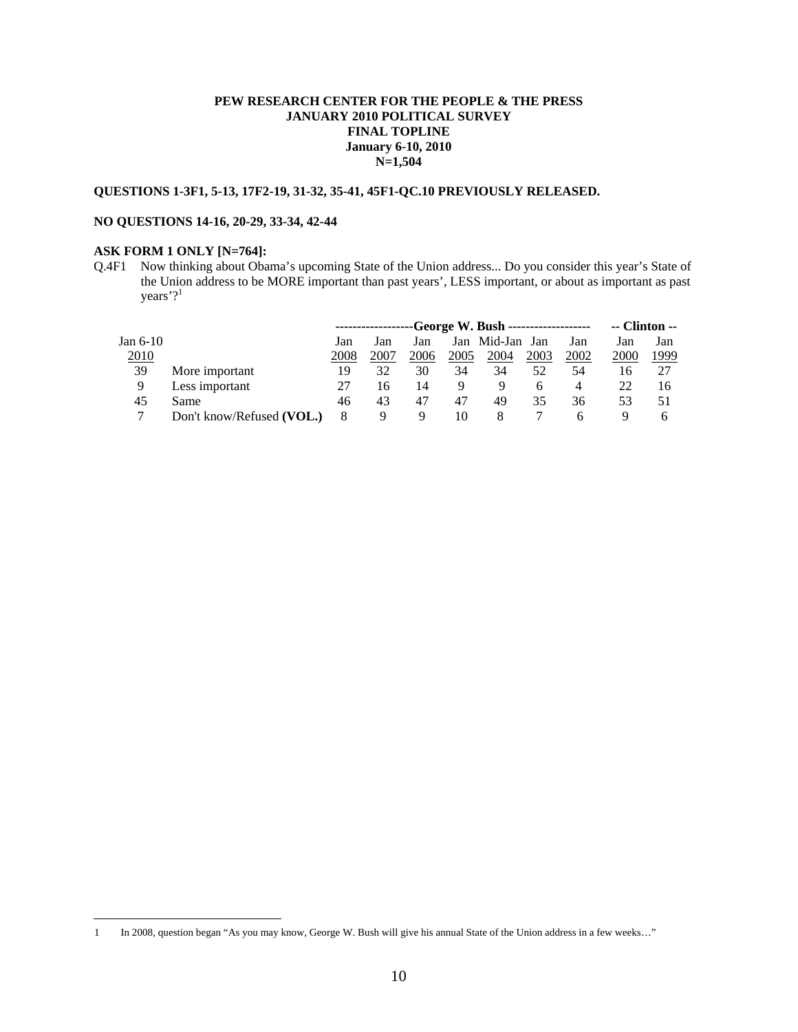**PEW RESEARCH CENTER FOR THE PEOPLE & THE PRESS**
**JANUARY 2010 POLITICAL SURVEY**
**FINAL TOPLINE**
**January 6-10, 2010**
**N=1,504**

**QUESTIONS 1-3F1, 5-13, 17F2-19, 31-32, 35-41, 45F1-QC.10 PREVIOUSLY RELEASED.**

**NO QUESTIONS 14-16, 20-29, 33-34, 42-44**

**ASK FORM 1 ONLY [N=764]:**

Q.4F1 Now thinking about Obama's upcoming State of the Union address... Do you consider this year's State of the Union address to be MORE important than past years', LESS important, or about as important as past years'?[1]

| Jan 6-10 2010 | | George W. Bush Jan 2008 | Jan 2007 | Jan 2006 | Jan 2005 | Mid-Jan 2004 | Jan 2003 | Jan 2002 | Clinton Jan 2000 | Jan 1999 |
|---|---|---|---|---|---|---|---|---|---|---|
| 39 | More important | 19 | 32 | 30 | 34 | 34 | 52 | 54 | 16 | 27 |
| 9 | Less important | 27 | 16 | 14 | 9 | 9 | 6 | 4 | 22 | 16 |
| 45 | Same | 46 | 43 | 47 | 47 | 49 | 35 | 36 | 53 | 51 |
| 7 | Don't know/Refused **(VOL.)** | 8 | 9 | 9 | 10 | 8 | 7 | 6 | 9 | 6 |

1 In 2008, question began "As you may know, George W. Bush will give his annual State of the Union address in a few weeks…"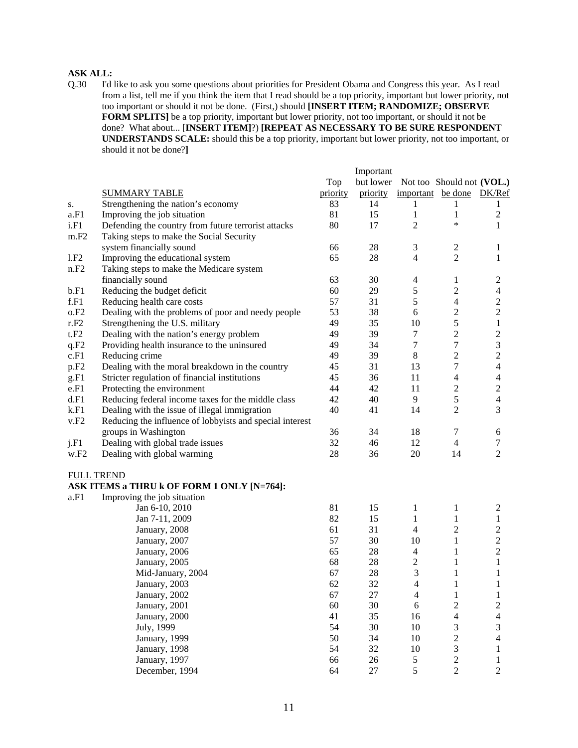**ASK ALL:**

Q.30 I'd like to ask you some questions about priorities for President Obama and Congress this year. As I read from a list, tell me if you think the item that I read should be a top priority, important but lower priority, not too important or should it not be done. (First,) should **[INSERT ITEM; RANDOMIZE; OBSERVE FORM SPLITS]** be a top priority, important but lower priority, not too important, or should it not be done? What about... [**INSERT ITEM]**?) **[REPEAT AS NECESSARY TO BE SURE RESPONDENT UNDERSTANDS SCALE:** should this be a top priority, important but lower priority, not too important, or should it not be done?**]**

| | SUMMARY TABLE | Top priority | Important but lower priority | Not too important | Should not be done | (VOL.) DK/Ref |
|---|---|---|---|---|---|---|
| s. | Strengthening the nation's economy | 83 | 14 | 1 | 1 | 1 |
| a.F1 | Improving the job situation | 81 | 15 | 1 | 1 | 2 |
| i.F1 | Defending the country from future terrorist attacks | 80 | 17 | 2 | * | 1 |
| m.F2 | Taking steps to make the Social Security system financially sound | 66 | 28 | 3 | 2 | 1 |
| l.F2 | Improving the educational system | 65 | 28 | 4 | 2 | 1 |
| n.F2 | Taking steps to make the Medicare system financially sound | 63 | 30 | 4 | 1 | 2 |
| b.F1 | Reducing the budget deficit | 60 | 29 | 5 | 2 | 4 |
| f.F1 | Reducing health care costs | 57 | 31 | 5 | 4 | 2 |
| o.F2 | Dealing with the problems of poor and needy people | 53 | 38 | 6 | 2 | 2 |
| r.F2 | Strengthening the U.S. military | 49 | 35 | 10 | 5 | 1 |
| t.F2 | Dealing with the nation's energy problem | 49 | 39 | 7 | 2 | 2 |
| q.F2 | Providing health insurance to the uninsured | 49 | 34 | 7 | 7 | 3 |
| c.F1 | Reducing crime | 49 | 39 | 8 | 2 | 2 |
| p.F2 | Dealing with the moral breakdown in the country | 45 | 31 | 13 | 7 | 4 |
| g.F1 | Stricter regulation of financial institutions | 45 | 36 | 11 | 4 | 4 |
| e.F1 | Protecting the environment | 44 | 42 | 11 | 2 | 2 |
| d.F1 | Reducing federal income taxes for the middle class | 42 | 40 | 9 | 5 | 4 |
| k.F1 | Dealing with the issue of illegal immigration | 40 | 41 | 14 | 2 | 3 |
| v.F2 | Reducing the influence of lobbyists and special interest groups in Washington | 36 | 34 | 18 | 7 | 6 |
| j.F1 | Dealing with global trade issues | 32 | 46 | 12 | 4 | 7 |
| w.F2 | Dealing with global warming | 28 | 36 | 20 | 14 | 2 |

FULL TREND

**ASK ITEMS a THRU k OF FORM 1 ONLY [N=764]:**

| | | Top priority | Important but lower priority | Not too important | Should not be done | (VOL.) DK/Ref |
|---|---|---|---|---|---|---|
| a.F1 | Improving the job situation | | | | | |
| | Jan 6-10, 2010 | 81 | 15 | 1 | 1 | 2 |
| | Jan 7-11, 2009 | 82 | 15 | 1 | 1 | 1 |
| | January, 2008 | 61 | 31 | 4 | 2 | 2 |
| | January, 2007 | 57 | 30 | 10 | 1 | 2 |
| | January, 2006 | 65 | 28 | 4 | 1 | 2 |
| | January, 2005 | 68 | 28 | 2 | 1 | 1 |
| | Mid-January, 2004 | 67 | 28 | 3 | 1 | 1 |
| | January, 2003 | 62 | 32 | 4 | 1 | 1 |
| | January, 2002 | 67 | 27 | 4 | 1 | 1 |
| | January, 2001 | 60 | 30 | 6 | 2 | 2 |
| | January, 2000 | 41 | 35 | 16 | 4 | 4 |
| | July, 1999 | 54 | 30 | 10 | 3 | 3 |
| | January, 1999 | 50 | 34 | 10 | 2 | 4 |
| | January, 1998 | 54 | 32 | 10 | 3 | 1 |
| | January, 1997 | 66 | 26 | 5 | 2 | 1 |
| | December, 1994 | 64 | 27 | 5 | 2 | 2 |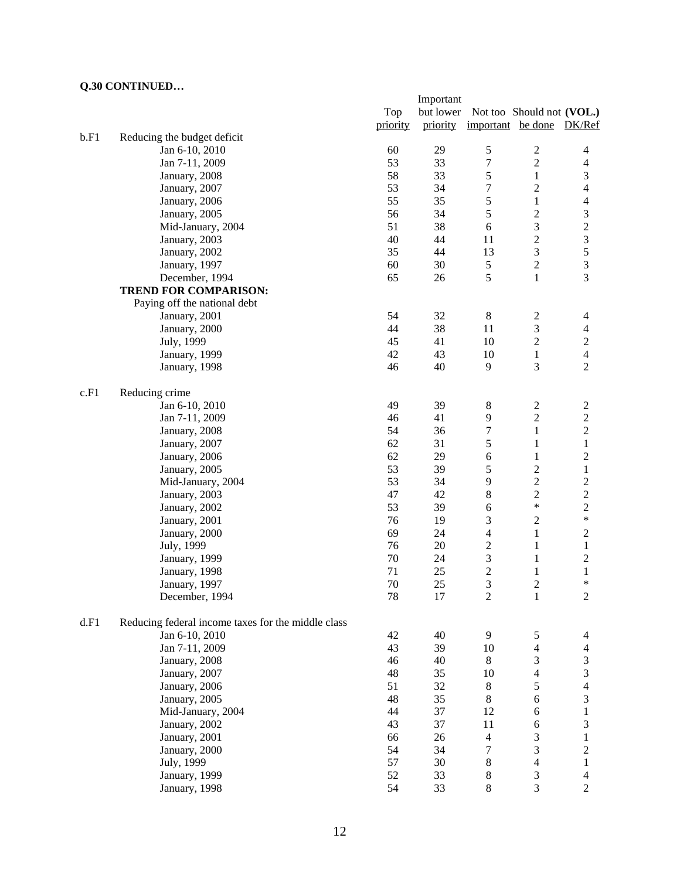**Q.30 CONTINUED…**

| | | Top priority | Important but lower priority | Not too important | Should not be done | **(VOL.)** DK/Ref |
|---|---|---|---|---|---|---|
| b.F1 | Reducing the budget deficit | | | | | |
| | Jan 6-10, 2010 | 60 | 29 | 5 | 2 | 4 |
| | Jan 7-11, 2009 | 53 | 33 | 7 | 2 | 4 |
| | January, 2008 | 58 | 33 | 5 | 1 | 3 |
| | January, 2007 | 53 | 34 | 7 | 2 | 4 |
| | January, 2006 | 55 | 35 | 5 | 1 | 4 |
| | January, 2005 | 56 | 34 | 5 | 2 | 3 |
| | Mid-January, 2004 | 51 | 38 | 6 | 3 | 2 |
| | January, 2003 | 40 | 44 | 11 | 2 | 3 |
| | January, 2002 | 35 | 44 | 13 | 3 | 5 |
| | January, 1997 | 60 | 30 | 5 | 2 | 3 |
| | December, 1994 | 65 | 26 | 5 | 1 | 3 |
| | **TREND FOR COMPARISON:** | | | | | |
| | Paying off the national debt | | | | | |
| | January, 2001 | 54 | 32 | 8 | 2 | 4 |
| | January, 2000 | 44 | 38 | 11 | 3 | 4 |
| | July, 1999 | 45 | 41 | 10 | 2 | 2 |
| | January, 1999 | 42 | 43 | 10 | 1 | 4 |
| | January, 1998 | 46 | 40 | 9 | 3 | 2 |
| c.F1 | Reducing crime | | | | | |
| | Jan 6-10, 2010 | 49 | 39 | 8 | 2 | 2 |
| | Jan 7-11, 2009 | 46 | 41 | 9 | 2 | 2 |
| | January, 2008 | 54 | 36 | 7 | 1 | 2 |
| | January, 2007 | 62 | 31 | 5 | 1 | 1 |
| | January, 2006 | 62 | 29 | 6 | 1 | 2 |
| | January, 2005 | 53 | 39 | 5 | 2 | 1 |
| | Mid-January, 2004 | 53 | 34 | 9 | 2 | 2 |
| | January, 2003 | 47 | 42 | 8 | 2 | 2 |
| | January, 2002 | 53 | 39 | 6 | * | 2 |
| | January, 2001 | 76 | 19 | 3 | 2 | * |
| | January, 2000 | 69 | 24 | 4 | 1 | 2 |
| | July, 1999 | 76 | 20 | 2 | 1 | 1 |
| | January, 1999 | 70 | 24 | 3 | 1 | 2 |
| | January, 1998 | 71 | 25 | 2 | 1 | 1 |
| | January, 1997 | 70 | 25 | 3 | 2 | * |
| | December, 1994 | 78 | 17 | 2 | 1 | 2 |
| d.F1 | Reducing federal income taxes for the middle class | | | | | |
| | Jan 6-10, 2010 | 42 | 40 | 9 | 5 | 4 |
| | Jan 7-11, 2009 | 43 | 39 | 10 | 4 | 4 |
| | January, 2008 | 46 | 40 | 8 | 3 | 3 |
| | January, 2007 | 48 | 35 | 10 | 4 | 3 |
| | January, 2006 | 51 | 32 | 8 | 5 | 4 |
| | January, 2005 | 48 | 35 | 8 | 6 | 3 |
| | Mid-January, 2004 | 44 | 37 | 12 | 6 | 1 |
| | January, 2002 | 43 | 37 | 11 | 6 | 3 |
| | January, 2001 | 66 | 26 | 4 | 3 | 1 |
| | January, 2000 | 54 | 34 | 7 | 3 | 2 |
| | July, 1999 | 57 | 30 | 8 | 4 | 1 |
| | January, 1999 | 52 | 33 | 8 | 3 | 4 |
| | January, 1998 | 54 | 33 | 8 | 3 | 2 |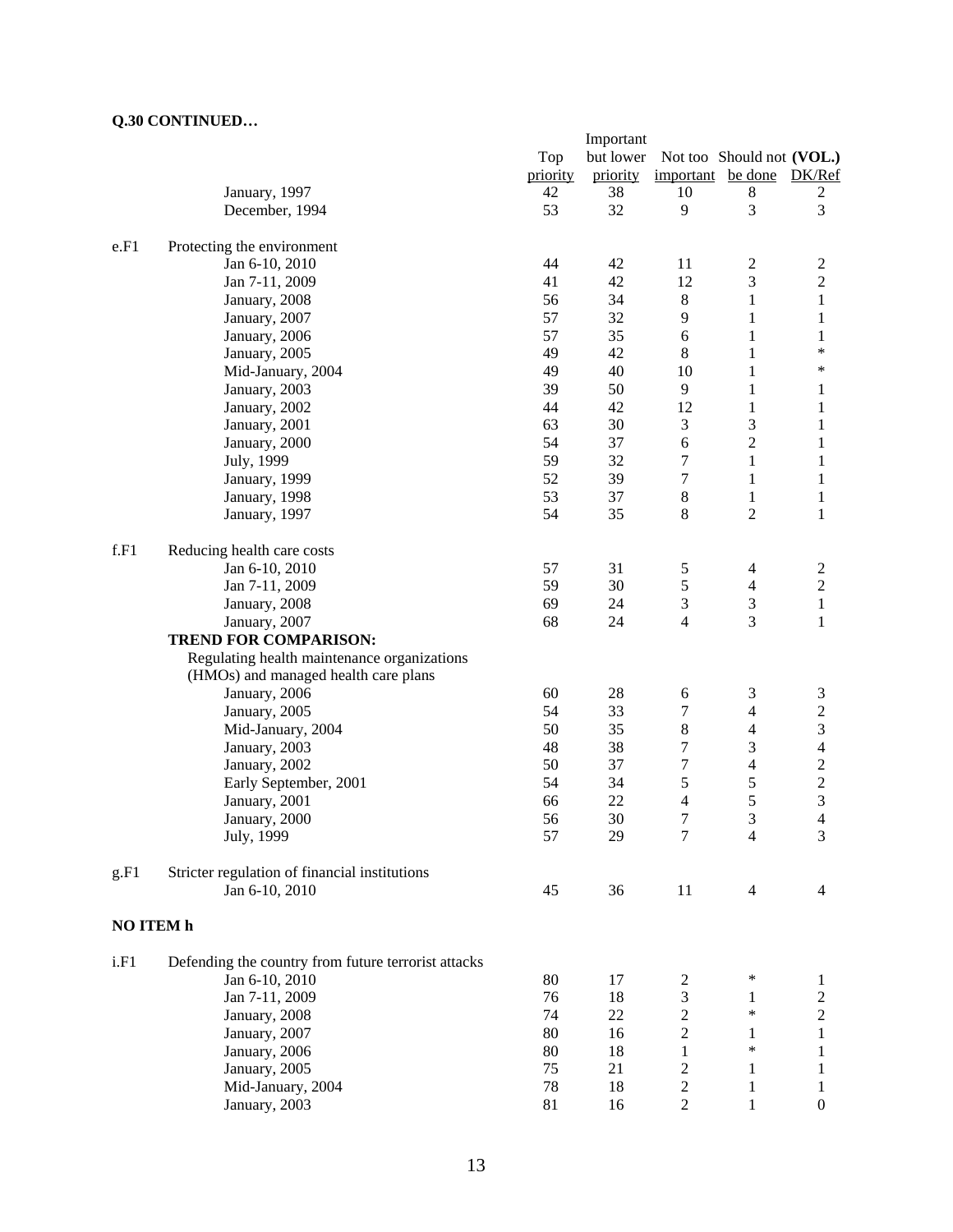**Q.30 CONTINUED…**

| | | Top priority | Important but lower priority | Not too important | Should not be done | (VOL.) DK/Ref |
|---|---|---|---|---|---|---|
| | January, 1997 | 42 | 38 | 10 | 8 | 2 |
| | December, 1994 | 53 | 32 | 9 | 3 | 3 |
| e.F1 | Protecting the environment | | | | | |
| | Jan 6-10, 2010 | 44 | 42 | 11 | 2 | 2 |
| | Jan 7-11, 2009 | 41 | 42 | 12 | 3 | 2 |
| | January, 2008 | 56 | 34 | 8 | 1 | 1 |
| | January, 2007 | 57 | 32 | 9 | 1 | 1 |
| | January, 2006 | 57 | 35 | 6 | 1 | 1 |
| | January, 2005 | 49 | 42 | 8 | 1 | * |
| | Mid-January, 2004 | 49 | 40 | 10 | 1 | * |
| | January, 2003 | 39 | 50 | 9 | 1 | 1 |
| | January, 2002 | 44 | 42 | 12 | 1 | 1 |
| | January, 2001 | 63 | 30 | 3 | 3 | 1 |
| | January, 2000 | 54 | 37 | 6 | 2 | 1 |
| | July, 1999 | 59 | 32 | 7 | 1 | 1 |
| | January, 1999 | 52 | 39 | 7 | 1 | 1 |
| | January, 1998 | 53 | 37 | 8 | 1 | 1 |
| | January, 1997 | 54 | 35 | 8 | 2 | 1 |
| f.F1 | Reducing health care costs | | | | | |
| | Jan 6-10, 2010 | 57 | 31 | 5 | 4 | 2 |
| | Jan 7-11, 2009 | 59 | 30 | 5 | 4 | 2 |
| | January, 2008 | 69 | 24 | 3 | 3 | 1 |
| | January, 2007 | 68 | 24 | 4 | 3 | 1 |
| | **TREND FOR COMPARISON:** | | | | | |
| | Regulating health maintenance organizations (HMOs) and managed health care plans | | | | | |
| | January, 2006 | 60 | 28 | 6 | 3 | 3 |
| | January, 2005 | 54 | 33 | 7 | 4 | 2 |
| | Mid-January, 2004 | 50 | 35 | 8 | 4 | 3 |
| | January, 2003 | 48 | 38 | 7 | 3 | 4 |
| | January, 2002 | 50 | 37 | 7 | 4 | 2 |
| | Early September, 2001 | 54 | 34 | 5 | 5 | 2 |
| | January, 2001 | 66 | 22 | 4 | 5 | 3 |
| | January, 2000 | 56 | 30 | 7 | 3 | 4 |
| | July, 1999 | 57 | 29 | 7 | 4 | 3 |
| g.F1 | Stricter regulation of financial institutions | | | | | |
| | Jan 6-10, 2010 | 45 | 36 | 11 | 4 | 4 |

**NO ITEM h**

| | | Top priority | Important but lower priority | Not too important | Should not be done | (VOL.) DK/Ref |
|---|---|---|---|---|---|---|
| i.F1 | Defending the country from future terrorist attacks | | | | | |
| | Jan 6-10, 2010 | 80 | 17 | 2 | * | 1 |
| | Jan 7-11, 2009 | 76 | 18 | 3 | 1 | 2 |
| | January, 2008 | 74 | 22 | 2 | * | 2 |
| | January, 2007 | 80 | 16 | 2 | 1 | 1 |
| | January, 2006 | 80 | 18 | 1 | * | 1 |
| | January, 2005 | 75 | 21 | 2 | 1 | 1 |
| | Mid-January, 2004 | 78 | 18 | 2 | 1 | 1 |
| | January, 2003 | 81 | 16 | 2 | 1 | 0 |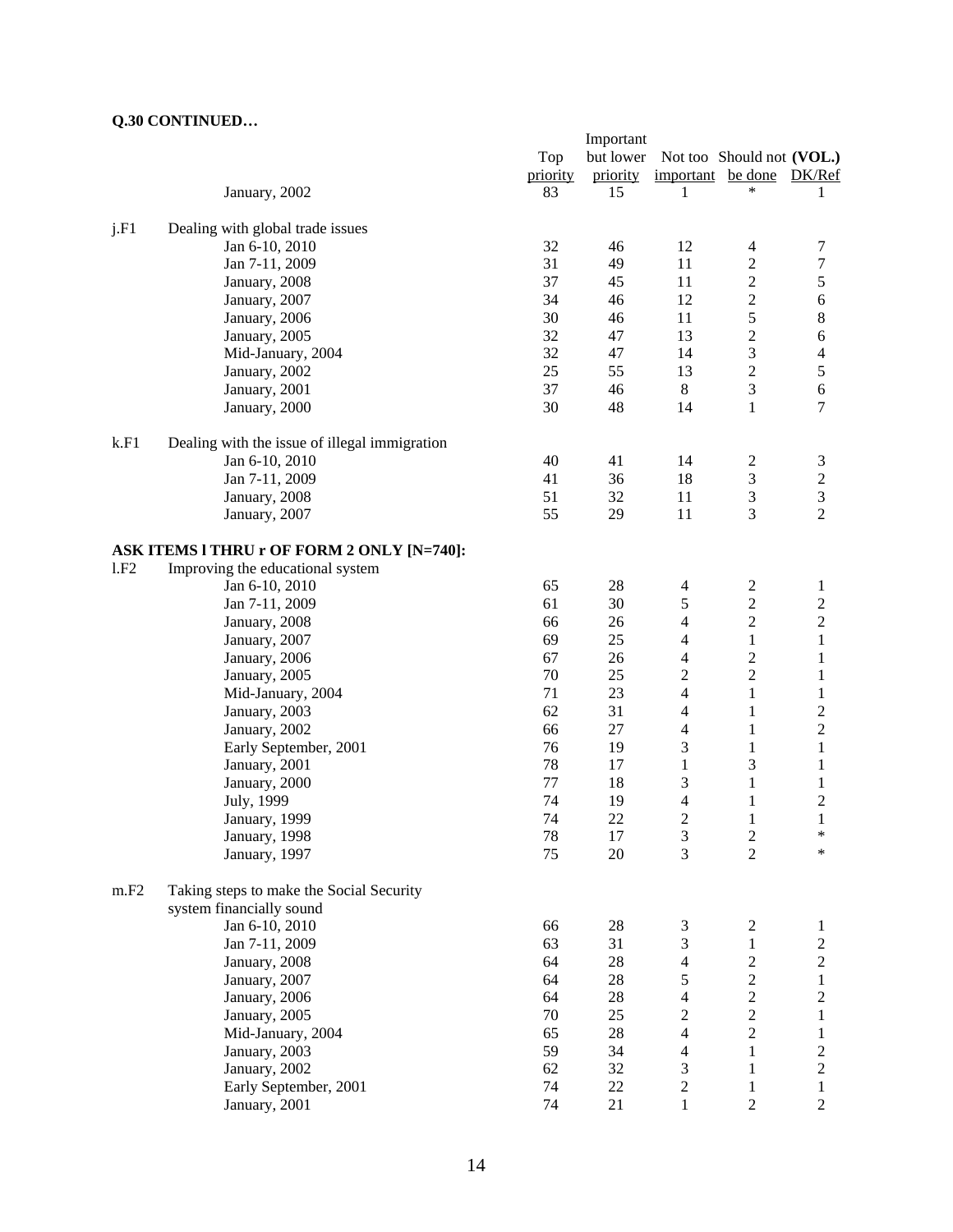**Q.30 CONTINUED…**

| | | Top priority | Important but lower priority | Not too important | Should not be done | **(VOL.)** DK/Ref |
|---|---|---|---|---|---|---|
| | January, 2002 | 83 | 15 | 1 | * | 1 |
| j.F1 | Dealing with global trade issues | | | | | |
| | Jan 6-10, 2010 | 32 | 46 | 12 | 4 | 7 |
| | Jan 7-11, 2009 | 31 | 49 | 11 | 2 | 7 |
| | January, 2008 | 37 | 45 | 11 | 2 | 5 |
| | January, 2007 | 34 | 46 | 12 | 2 | 6 |
| | January, 2006 | 30 | 46 | 11 | 5 | 8 |
| | January, 2005 | 32 | 47 | 13 | 2 | 6 |
| | Mid-January, 2004 | 32 | 47 | 14 | 3 | 4 |
| | January, 2002 | 25 | 55 | 13 | 2 | 5 |
| | January, 2001 | 37 | 46 | 8 | 3 | 6 |
| | January, 2000 | 30 | 48 | 14 | 1 | 7 |
| k.F1 | Dealing with the issue of illegal immigration | | | | | |
| | Jan 6-10, 2010 | 40 | 41 | 14 | 2 | 3 |
| | Jan 7-11, 2009 | 41 | 36 | 18 | 3 | 2 |
| | January, 2008 | 51 | 32 | 11 | 3 | 3 |
| | January, 2007 | 55 | 29 | 11 | 3 | 2 |
| **ASK ITEMS l THRU r OF FORM 2 ONLY [N=740]:** | | | | | | |
| l.F2 | Improving the educational system | | | | | |
| | Jan 6-10, 2010 | 65 | 28 | 4 | 2 | 1 |
| | Jan 7-11, 2009 | 61 | 30 | 5 | 2 | 2 |
| | January, 2008 | 66 | 26 | 4 | 2 | 2 |
| | January, 2007 | 69 | 25 | 4 | 1 | 1 |
| | January, 2006 | 67 | 26 | 4 | 2 | 1 |
| | January, 2005 | 70 | 25 | 2 | 2 | 1 |
| | Mid-January, 2004 | 71 | 23 | 4 | 1 | 1 |
| | January, 2003 | 62 | 31 | 4 | 1 | 2 |
| | January, 2002 | 66 | 27 | 4 | 1 | 2 |
| | Early September, 2001 | 76 | 19 | 3 | 1 | 1 |
| | January, 2001 | 78 | 17 | 1 | 3 | 1 |
| | January, 2000 | 77 | 18 | 3 | 1 | 1 |
| | July, 1999 | 74 | 19 | 4 | 1 | 2 |
| | January, 1999 | 74 | 22 | 2 | 1 | 1 |
| | January, 1998 | 78 | 17 | 3 | 2 | * |
| | January, 1997 | 75 | 20 | 3 | 2 | * |
| m.F2 | Taking steps to make the Social Security system financially sound | | | | | |
| | Jan 6-10, 2010 | 66 | 28 | 3 | 2 | 1 |
| | Jan 7-11, 2009 | 63 | 31 | 3 | 1 | 2 |
| | January, 2008 | 64 | 28 | 4 | 2 | 2 |
| | January, 2007 | 64 | 28 | 5 | 2 | 1 |
| | January, 2006 | 64 | 28 | 4 | 2 | 2 |
| | January, 2005 | 70 | 25 | 2 | 2 | 1 |
| | Mid-January, 2004 | 65 | 28 | 4 | 2 | 1 |
| | January, 2003 | 59 | 34 | 4 | 1 | 2 |
| | January, 2002 | 62 | 32 | 3 | 1 | 2 |
| | Early September, 2001 | 74 | 22 | 2 | 1 | 1 |
| | January, 2001 | 74 | 21 | 1 | 2 | 2 |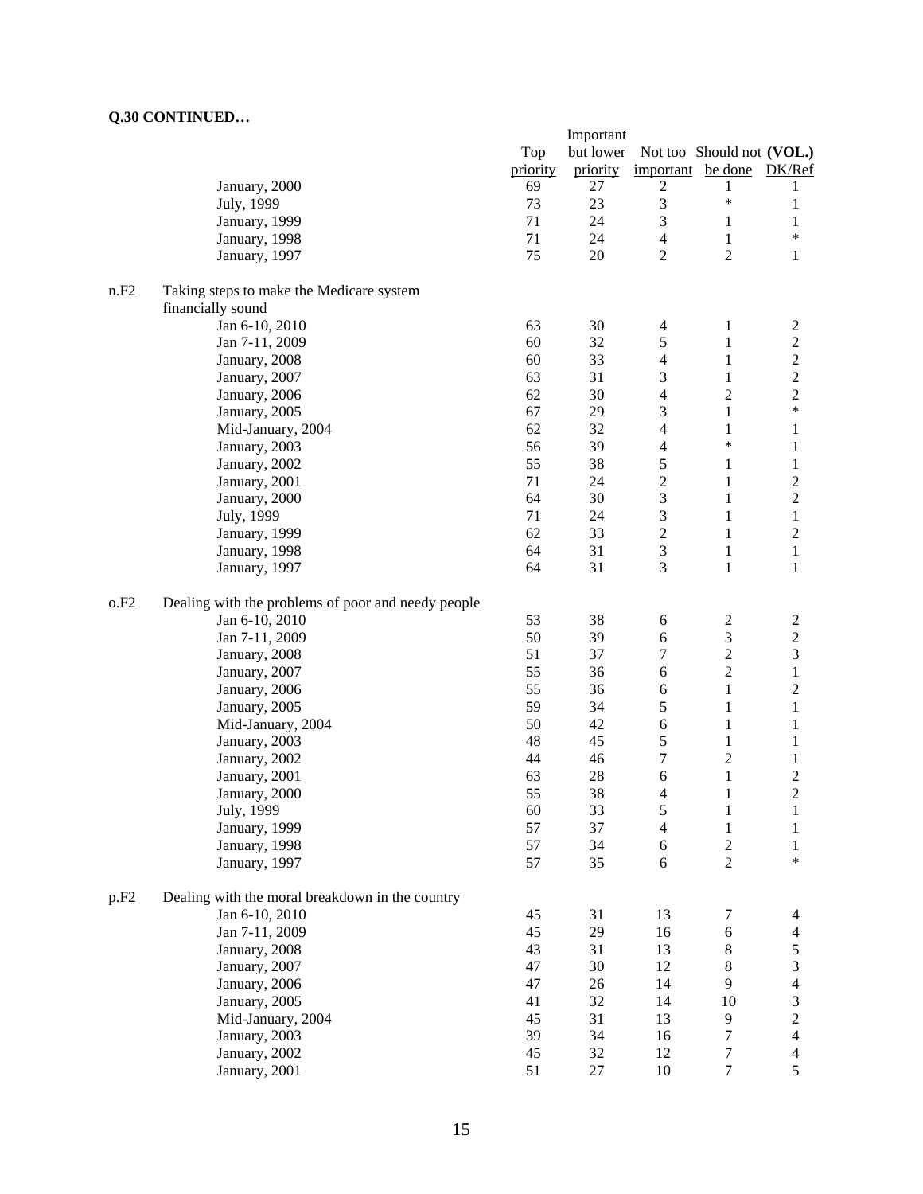**Q.30 CONTINUED…**

| | | Top priority | Important but lower priority | Not too important | Should not be done | **(VOL.)** DK/Ref |
|---|---|---|---|---|---|---|
| | January, 2000 | 69 | 27 | 2 | 1 | 1 |
| | July, 1999 | 73 | 23 | 3 | * | 1 |
| | January, 1999 | 71 | 24 | 3 | 1 | 1 |
| | January, 1998 | 71 | 24 | 4 | 1 | * |
| | January, 1997 | 75 | 20 | 2 | 2 | 1 |
| n.F2 | Taking steps to make the Medicare system financially sound | | | | | |
| | Jan 6-10, 2010 | 63 | 30 | 4 | 1 | 2 |
| | Jan 7-11, 2009 | 60 | 32 | 5 | 1 | 2 |
| | January, 2008 | 60 | 33 | 4 | 1 | 2 |
| | January, 2007 | 63 | 31 | 3 | 1 | 2 |
| | January, 2006 | 62 | 30 | 4 | 2 | 2 |
| | January, 2005 | 67 | 29 | 3 | 1 | * |
| | Mid-January, 2004 | 62 | 32 | 4 | 1 | 1 |
| | January, 2003 | 56 | 39 | 4 | * | 1 |
| | January, 2002 | 55 | 38 | 5 | 1 | 1 |
| | January, 2001 | 71 | 24 | 2 | 1 | 2 |
| | January, 2000 | 64 | 30 | 3 | 1 | 2 |
| | July, 1999 | 71 | 24 | 3 | 1 | 1 |
| | January, 1999 | 62 | 33 | 2 | 1 | 2 |
| | January, 1998 | 64 | 31 | 3 | 1 | 1 |
| | January, 1997 | 64 | 31 | 3 | 1 | 1 |
| o.F2 | Dealing with the problems of poor and needy people | | | | | |
| | Jan 6-10, 2010 | 53 | 38 | 6 | 2 | 2 |
| | Jan 7-11, 2009 | 50 | 39 | 6 | 3 | 2 |
| | January, 2008 | 51 | 37 | 7 | 2 | 3 |
| | January, 2007 | 55 | 36 | 6 | 2 | 1 |
| | January, 2006 | 55 | 36 | 6 | 1 | 2 |
| | January, 2005 | 59 | 34 | 5 | 1 | 1 |
| | Mid-January, 2004 | 50 | 42 | 6 | 1 | 1 |
| | January, 2003 | 48 | 45 | 5 | 1 | 1 |
| | January, 2002 | 44 | 46 | 7 | 2 | 1 |
| | January, 2001 | 63 | 28 | 6 | 1 | 2 |
| | January, 2000 | 55 | 38 | 4 | 1 | 2 |
| | July, 1999 | 60 | 33 | 5 | 1 | 1 |
| | January, 1999 | 57 | 37 | 4 | 1 | 1 |
| | January, 1998 | 57 | 34 | 6 | 2 | 1 |
| | January, 1997 | 57 | 35 | 6 | 2 | * |
| p.F2 | Dealing with the moral breakdown in the country | | | | | |
| | Jan 6-10, 2010 | 45 | 31 | 13 | 7 | 4 |
| | Jan 7-11, 2009 | 45 | 29 | 16 | 6 | 4 |
| | January, 2008 | 43 | 31 | 13 | 8 | 5 |
| | January, 2007 | 47 | 30 | 12 | 8 | 3 |
| | January, 2006 | 47 | 26 | 14 | 9 | 4 |
| | January, 2005 | 41 | 32 | 14 | 10 | 3 |
| | Mid-January, 2004 | 45 | 31 | 13 | 9 | 2 |
| | January, 2003 | 39 | 34 | 16 | 7 | 4 |
| | January, 2002 | 45 | 32 | 12 | 7 | 4 |
| | January, 2001 | 51 | 27 | 10 | 7 | 5 |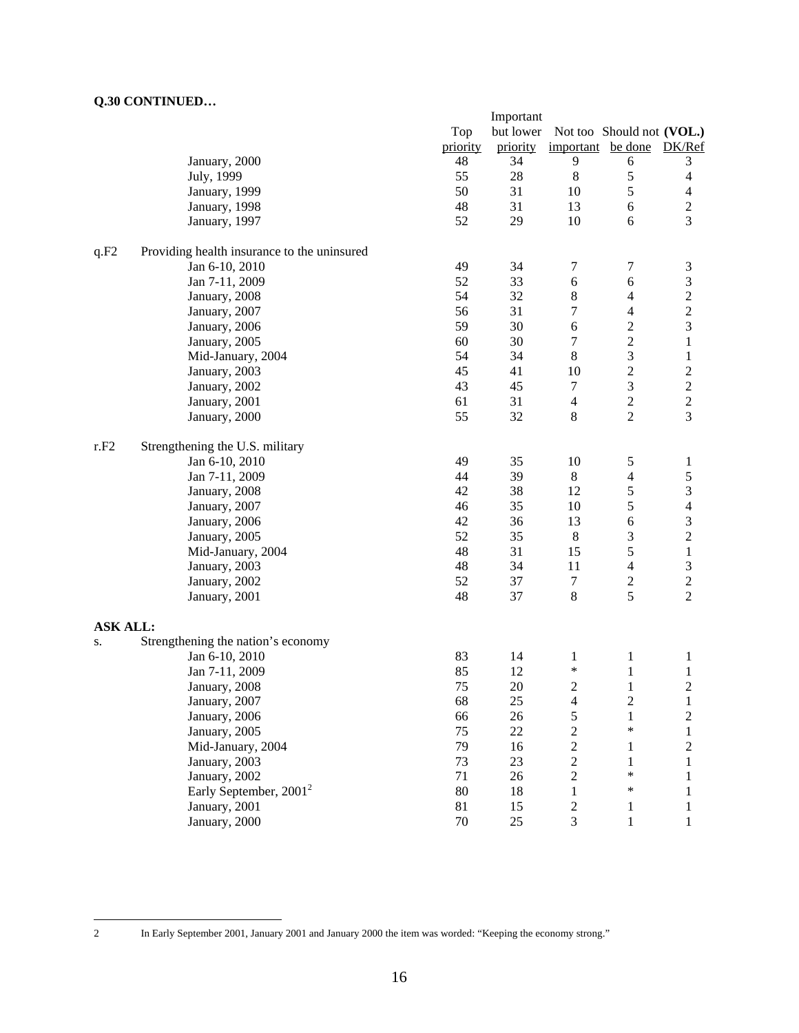**Q.30 CONTINUED…**

| | | Top priority | Important but lower priority | Not too important | Should not be done | **(VOL.)** DK/Ref |
|---|---|---|---|---|---|---|
| | January, 2000 | 48 | 34 | 9 | 6 | 3 |
| | July, 1999 | 55 | 28 | 8 | 5 | 4 |
| | January, 1999 | 50 | 31 | 10 | 5 | 4 |
| | January, 1998 | 48 | 31 | 13 | 6 | 2 |
| | January, 1997 | 52 | 29 | 10 | 6 | 3 |
| q.F2 | Providing health insurance to the uninsured | | | | | |
| | Jan 6-10, 2010 | 49 | 34 | 7 | 7 | 3 |
| | Jan 7-11, 2009 | 52 | 33 | 6 | 6 | 3 |
| | January, 2008 | 54 | 32 | 8 | 4 | 2 |
| | January, 2007 | 56 | 31 | 7 | 4 | 2 |
| | January, 2006 | 59 | 30 | 6 | 2 | 3 |
| | January, 2005 | 60 | 30 | 7 | 2 | 1 |
| | Mid-January, 2004 | 54 | 34 | 8 | 3 | 1 |
| | January, 2003 | 45 | 41 | 10 | 2 | 2 |
| | January, 2002 | 43 | 45 | 7 | 3 | 2 |
| | January, 2001 | 61 | 31 | 4 | 2 | 2 |
| | January, 2000 | 55 | 32 | 8 | 2 | 3 |
| r.F2 | Strengthening the U.S. military | | | | | |
| | Jan 6-10, 2010 | 49 | 35 | 10 | 5 | 1 |
| | Jan 7-11, 2009 | 44 | 39 | 8 | 4 | 5 |
| | January, 2008 | 42 | 38 | 12 | 5 | 3 |
| | January, 2007 | 46 | 35 | 10 | 5 | 4 |
| | January, 2006 | 42 | 36 | 13 | 6 | 3 |
| | January, 2005 | 52 | 35 | 8 | 3 | 2 |
| | Mid-January, 2004 | 48 | 31 | 15 | 5 | 1 |
| | January, 2003 | 48 | 34 | 11 | 4 | 3 |
| | January, 2002 | 52 | 37 | 7 | 2 | 2 |
| | January, 2001 | 48 | 37 | 8 | 5 | 2 |
| **ASK ALL:** | | | | | | |
| s. | Strengthening the nation's economy | | | | | |
| | Jan 6-10, 2010 | 83 | 14 | 1 | 1 | 1 |
| | Jan 7-11, 2009 | 85 | 12 | * | 1 | 1 |
| | January, 2008 | 75 | 20 | 2 | 1 | 2 |
| | January, 2007 | 68 | 25 | 4 | 2 | 1 |
| | January, 2006 | 66 | 26 | 5 | 1 | 2 |
| | January, 2005 | 75 | 22 | 2 | * | 1 |
| | Mid-January, 2004 | 79 | 16 | 2 | 1 | 2 |
| | January, 2003 | 73 | 23 | 2 | 1 | 1 |
| | January, 2002 | 71 | 26 | 2 | * | 1 |
| | Early September, 2001[2] | 80 | 18 | 1 | * | 1 |
| | January, 2001 | 81 | 15 | 2 | 1 | 1 |
| | January, 2000 | 70 | 25 | 3 | 1 | 1 |

2 In Early September 2001, January 2001 and January 2000 the item was worded: "Keeping the economy strong."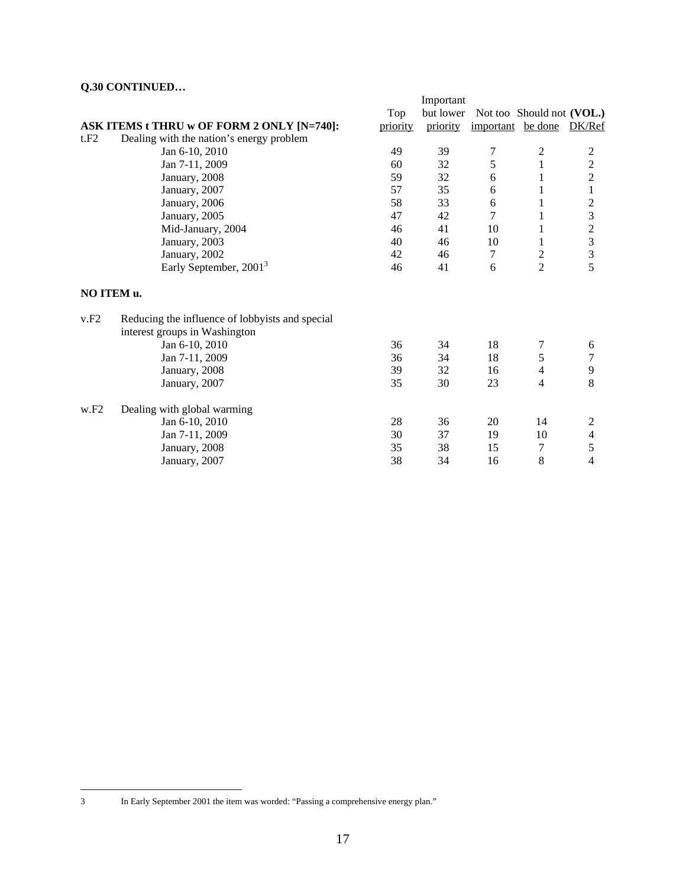**Q.30 CONTINUED…**

| ASK ITEMS t THRU w OF FORM 2 ONLY [N=740]: | Top priority | Important but lower priority | Not too important | Should not be done | (VOL.) DK/Ref |
|---|---|---|---|---|---|
| t.F2 Dealing with the nation's energy problem | | | | | |
| Jan 6-10, 2010 | 49 | 39 | 7 | 2 | 2 |
| Jan 7-11, 2009 | 60 | 32 | 5 | 1 | 2 |
| January, 2008 | 59 | 32 | 6 | 1 | 2 |
| January, 2007 | 57 | 35 | 6 | 1 | 1 |
| January, 2006 | 58 | 33 | 6 | 1 | 2 |
| January, 2005 | 47 | 42 | 7 | 1 | 3 |
| Mid-January, 2004 | 46 | 41 | 10 | 1 | 2 |
| January, 2003 | 40 | 46 | 10 | 1 | 3 |
| January, 2002 | 42 | 46 | 7 | 2 | 3 |
| Early September, 2001[3] | 46 | 41 | 6 | 2 | 5 |
| **NO ITEM u.** | | | | | |
| v.F2 Reducing the influence of lobbyists and special interest groups in Washington | | | | | |
| Jan 6-10, 2010 | 36 | 34 | 18 | 7 | 6 |
| Jan 7-11, 2009 | 36 | 34 | 18 | 5 | 7 |
| January, 2008 | 39 | 32 | 16 | 4 | 9 |
| January, 2007 | 35 | 30 | 23 | 4 | 8 |
| w.F2 Dealing with global warming | | | | | |
| Jan 6-10, 2010 | 28 | 36 | 20 | 14 | 2 |
| Jan 7-11, 2009 | 30 | 37 | 19 | 10 | 4 |
| January, 2008 | 35 | 38 | 15 | 7 | 5 |
| January, 2007 | 38 | 34 | 16 | 8 | 4 |

3 In Early September 2001 the item was worded: "Passing a comprehensive energy plan."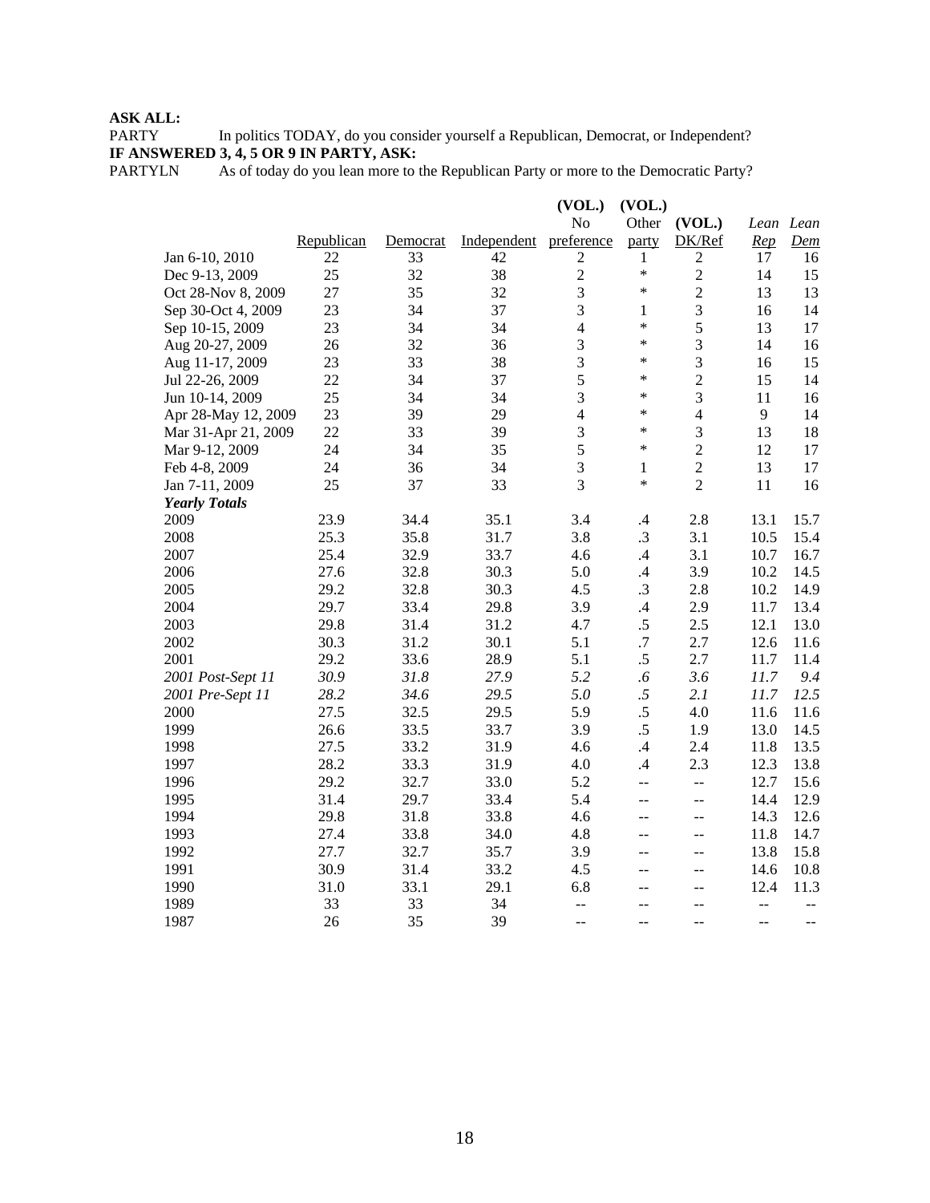**ASK ALL:**

PARTY In politics TODAY, do you consider yourself a Republican, Democrat, or Independent?

**IF ANSWERED 3, 4, 5 OR 9 IN PARTY, ASK:**

PARTYLN As of today do you lean more to the Republican Party or more to the Democratic Party?

| | Republican | Democrat | Independent | (VOL.) No preference | (VOL.) Other party | (VOL.) DK/Ref | *Lean Rep* | *Lean Dem* |
|---|---|---|---|---|---|---|---|---|
| Jan 6-10, 2010 | 22 | 33 | 42 | 2 | 1 | 2 | 17 | 16 |
| Dec 9-13, 2009 | 25 | 32 | 38 | 2 | * | 2 | 14 | 15 |
| Oct 28-Nov 8, 2009 | 27 | 35 | 32 | 3 | * | 2 | 13 | 13 |
| Sep 30-Oct 4, 2009 | 23 | 34 | 37 | 3 | 1 | 3 | 16 | 14 |
| Sep 10-15, 2009 | 23 | 34 | 34 | 4 | * | 5 | 13 | 17 |
| Aug 20-27, 2009 | 26 | 32 | 36 | 3 | * | 3 | 14 | 16 |
| Aug 11-17, 2009 | 23 | 33 | 38 | 3 | * | 3 | 16 | 15 |
| Jul 22-26, 2009 | 22 | 34 | 37 | 5 | * | 2 | 15 | 14 |
| Jun 10-14, 2009 | 25 | 34 | 34 | 3 | * | 3 | 11 | 16 |
| Apr 28-May 12, 2009 | 23 | 39 | 29 | 4 | * | 4 | 9 | 14 |
| Mar 31-Apr 21, 2009 | 22 | 33 | 39 | 3 | * | 3 | 13 | 18 |
| Mar 9-12, 2009 | 24 | 34 | 35 | 5 | * | 2 | 12 | 17 |
| Feb 4-8, 2009 | 24 | 36 | 34 | 3 | 1 | 2 | 13 | 17 |
| Jan 7-11, 2009 | 25 | 37 | 33 | 3 | * | 2 | 11 | 16 |
| ***Yearly Totals*** | | | | | | | | |
| 2009 | 23.9 | 34.4 | 35.1 | 3.4 | .4 | 2.8 | 13.1 | 15.7 |
| 2008 | 25.3 | 35.8 | 31.7 | 3.8 | .3 | 3.1 | 10.5 | 15.4 |
| 2007 | 25.4 | 32.9 | 33.7 | 4.6 | .4 | 3.1 | 10.7 | 16.7 |
| 2006 | 27.6 | 32.8 | 30.3 | 5.0 | .4 | 3.9 | 10.2 | 14.5 |
| 2005 | 29.2 | 32.8 | 30.3 | 4.5 | .3 | 2.8 | 10.2 | 14.9 |
| 2004 | 29.7 | 33.4 | 29.8 | 3.9 | .4 | 2.9 | 11.7 | 13.4 |
| 2003 | 29.8 | 31.4 | 31.2 | 4.7 | .5 | 2.5 | 12.1 | 13.0 |
| 2002 | 30.3 | 31.2 | 30.1 | 5.1 | .7 | 2.7 | 12.6 | 11.6 |
| 2001 | 29.2 | 33.6 | 28.9 | 5.1 | .5 | 2.7 | 11.7 | 11.4 |
| *2001 Post-Sept 11* | *30.9* | *31.8* | *27.9* | *5.2* | *.6* | *3.6* | *11.7* | *9.4* |
| *2001 Pre-Sept 11* | *28.2* | *34.6* | *29.5* | *5.0* | *.5* | *2.1* | *11.7* | *12.5* |
| 2000 | 27.5 | 32.5 | 29.5 | 5.9 | .5 | 4.0 | 11.6 | 11.6 |
| 1999 | 26.6 | 33.5 | 33.7 | 3.9 | .5 | 1.9 | 13.0 | 14.5 |
| 1998 | 27.5 | 33.2 | 31.9 | 4.6 | .4 | 2.4 | 11.8 | 13.5 |
| 1997 | 28.2 | 33.3 | 31.9 | 4.0 | .4 | 2.3 | 12.3 | 13.8 |
| 1996 | 29.2 | 32.7 | 33.0 | 5.2 | -- | -- | 12.7 | 15.6 |
| 1995 | 31.4 | 29.7 | 33.4 | 5.4 | -- | -- | 14.4 | 12.9 |
| 1994 | 29.8 | 31.8 | 33.8 | 4.6 | -- | -- | 14.3 | 12.6 |
| 1993 | 27.4 | 33.8 | 34.0 | 4.8 | -- | -- | 11.8 | 14.7 |
| 1992 | 27.7 | 32.7 | 35.7 | 3.9 | -- | -- | 13.8 | 15.8 |
| 1991 | 30.9 | 31.4 | 33.2 | 4.5 | -- | -- | 14.6 | 10.8 |
| 1990 | 31.0 | 33.1 | 29.1 | 6.8 | -- | -- | 12.4 | 11.3 |
| 1989 | 33 | 33 | 34 | -- | -- | -- | -- | -- |
| 1987 | 26 | 35 | 39 | -- | -- | -- | -- | -- |